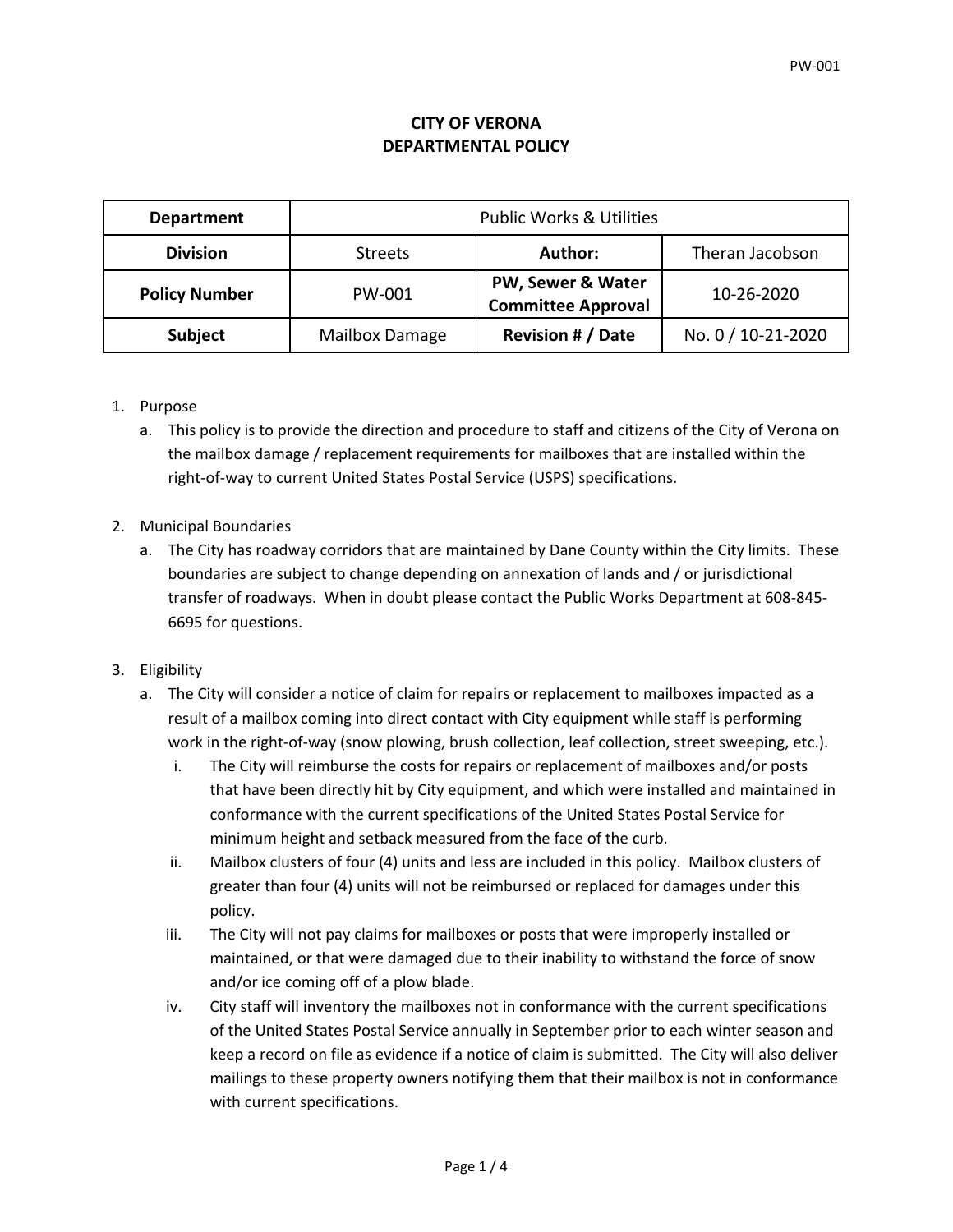# CITY OF VERONA
## DEPARTMENTAL POLICY

| **Department** | Public Works & Utilities | | |
|---|---|---|---|
| **Division** | Streets | **Author:** | Theran Jacobson |
| **Policy Number** | PW-001 | **PW, Sewer & Water Committee Approval** | 10-26-2020 |
| **Subject** | Mailbox Damage | **Revision # / Date** | No. 0 / 10-21-2020 |

1. Purpose
   a. This policy is to provide the direction and procedure to staff and citizens of the City of Verona on the mailbox damage / replacement requirements for mailboxes that are installed within the right-of-way to current United States Postal Service (USPS) specifications.

2. Municipal Boundaries
   a. The City has roadway corridors that are maintained by Dane County within the City limits. These boundaries are subject to change depending on annexation of lands and / or jurisdictional transfer of roadways. When in doubt please contact the Public Works Department at 608-845-6695 for questions.

3. Eligibility
   a. The City will consider a notice of claim for repairs or replacement to mailboxes impacted as a result of a mailbox coming into direct contact with City equipment while staff is performing work in the right-of-way (snow plowing, brush collection, leaf collection, street sweeping, etc.).
      i. The City will reimburse the costs for repairs or replacement of mailboxes and/or posts that have been directly hit by City equipment, and which were installed and maintained in conformance with the current specifications of the United States Postal Service for minimum height and setback measured from the face of the curb.
      ii. Mailbox clusters of four (4) units and less are included in this policy. Mailbox clusters of greater than four (4) units will not be reimbursed or replaced for damages under this policy.
      iii. The City will not pay claims for mailboxes or posts that were improperly installed or maintained, or that were damaged due to their inability to withstand the force of snow and/or ice coming off of a plow blade.
      iv. City staff will inventory the mailboxes not in conformance with the current specifications of the United States Postal Service annually in September prior to each winter season and keep a record on file as evidence if a notice of claim is submitted. The City will also deliver mailings to these property owners notifying them that their mailbox is not in conformance with current specifications.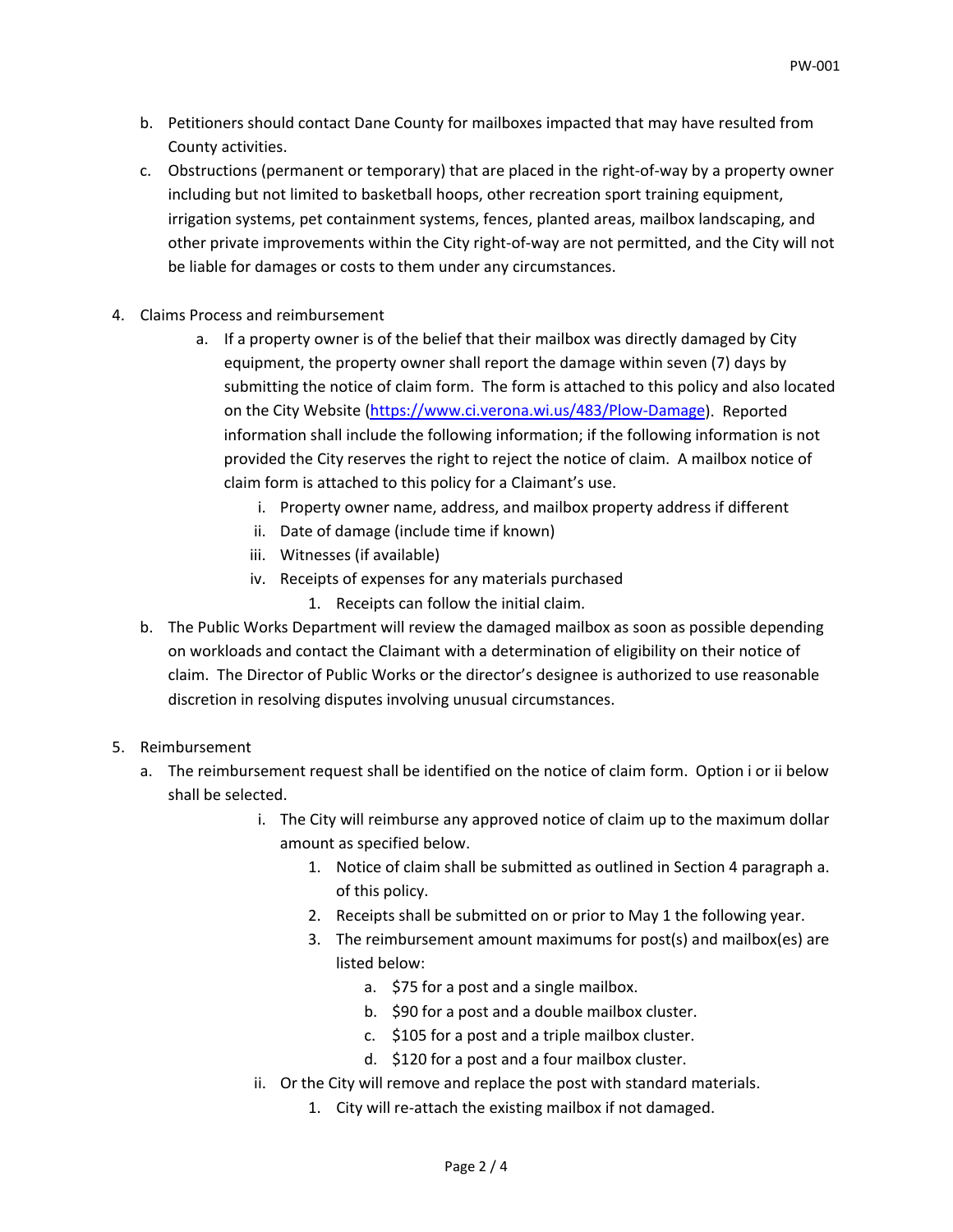b. Petitioners should contact Dane County for mailboxes impacted that may have resulted from County activities.

c. Obstructions (permanent or temporary) that are placed in the right-of-way by a property owner including but not limited to basketball hoops, other recreation sport training equipment, irrigation systems, pet containment systems, fences, planted areas, mailbox landscaping, and other private improvements within the City right-of-way are not permitted, and the City will not be liable for damages or costs to them under any circumstances.

4. Claims Process and reimbursement

   a. If a property owner is of the belief that their mailbox was directly damaged by City equipment, the property owner shall report the damage within seven (7) days by submitting the notice of claim form. The form is attached to this policy and also located on the City Website (https://www.ci.verona.wi.us/483/Plow-Damage). Reported information shall include the following information; if the following information is not provided the City reserves the right to reject the notice of claim. A mailbox notice of claim form is attached to this policy for a Claimant's use.

      i. Property owner name, address, and mailbox property address if different
      ii. Date of damage (include time if known)
      iii. Witnesses (if available)
      iv. Receipts of expenses for any materials purchased
         1. Receipts can follow the initial claim.

   b. The Public Works Department will review the damaged mailbox as soon as possible depending on workloads and contact the Claimant with a determination of eligibility on their notice of claim. The Director of Public Works or the director's designee is authorized to use reasonable discretion in resolving disputes involving unusual circumstances.

5. Reimbursement

   a. The reimbursement request shall be identified on the notice of claim form. Option i or ii below shall be selected.

      i. The City will reimburse any approved notice of claim up to the maximum dollar amount as specified below.
         1. Notice of claim shall be submitted as outlined in Section 4 paragraph a. of this policy.
         2. Receipts shall be submitted on or prior to May 1 the following year.
         3. The reimbursement amount maximums for post(s) and mailbox(es) are listed below:
            a. $75 for a post and a single mailbox.
            b. $90 for a post and a double mailbox cluster.
            c. $105 for a post and a triple mailbox cluster.
            d. $120 for a post and a four mailbox cluster.

      ii. Or the City will remove and replace the post with standard materials.
         1. City will re-attach the existing mailbox if not damaged.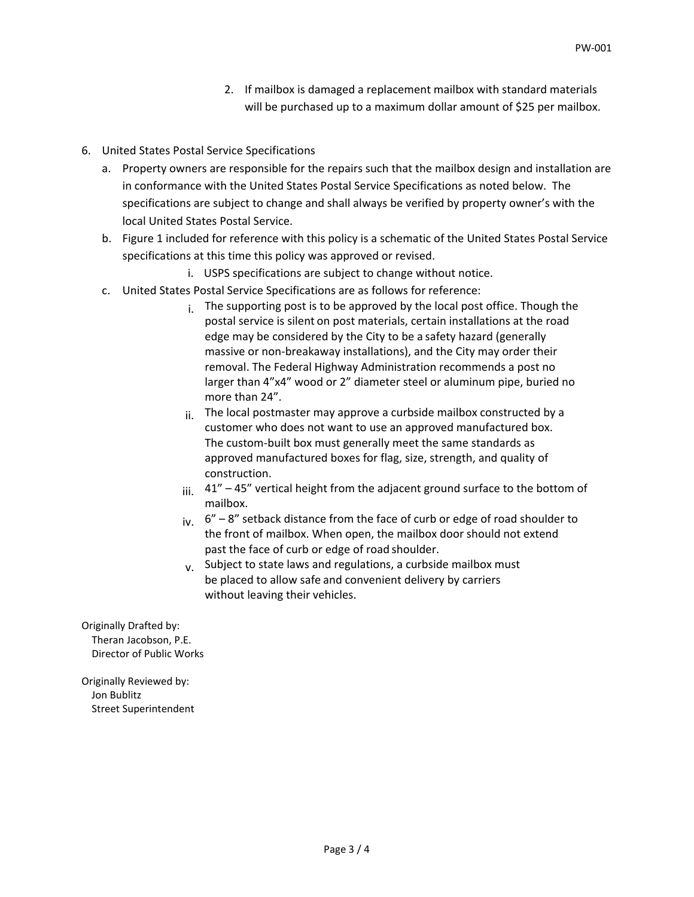2. If mailbox is damaged a replacement mailbox with standard materials will be purchased up to a maximum dollar amount of $25 per mailbox.

6. United States Postal Service Specifications
   a. Property owners are responsible for the repairs such that the mailbox design and installation are in conformance with the United States Postal Service Specifications as noted below. The specifications are subject to change and shall always be verified by property owner's with the local United States Postal Service.
   b. Figure 1 included for reference with this policy is a schematic of the United States Postal Service specifications at this time this policy was approved or revised.
      i. USPS specifications are subject to change without notice.
   c. United States Postal Service Specifications are as follows for reference:
      i. The supporting post is to be approved by the local post office. Though the postal service is silent on post materials, certain installations at the road edge may be considered by the City to be a safety hazard (generally massive or non-breakaway installations), and the City may order their removal. The Federal Highway Administration recommends a post no larger than 4"x4" wood or 2" diameter steel or aluminum pipe, buried no more than 24".
      ii. The local postmaster may approve a curbside mailbox constructed by a customer who does not want to use an approved manufactured box. The custom-built box must generally meet the same standards as approved manufactured boxes for flag, size, strength, and quality of construction.
      iii. 41" – 45" vertical height from the adjacent ground surface to the bottom of mailbox.
      iv. 6" – 8" setback distance from the face of curb or edge of road shoulder to the front of mailbox. When open, the mailbox door should not extend past the face of curb or edge of road shoulder.
      v. Subject to state laws and regulations, a curbside mailbox must be placed to allow safe and convenient delivery by carriers without leaving their vehicles.

Originally Drafted by:
Theran Jacobson, P.E.
Director of Public Works

Originally Reviewed by:
Jon Bublitz
Street Superintendent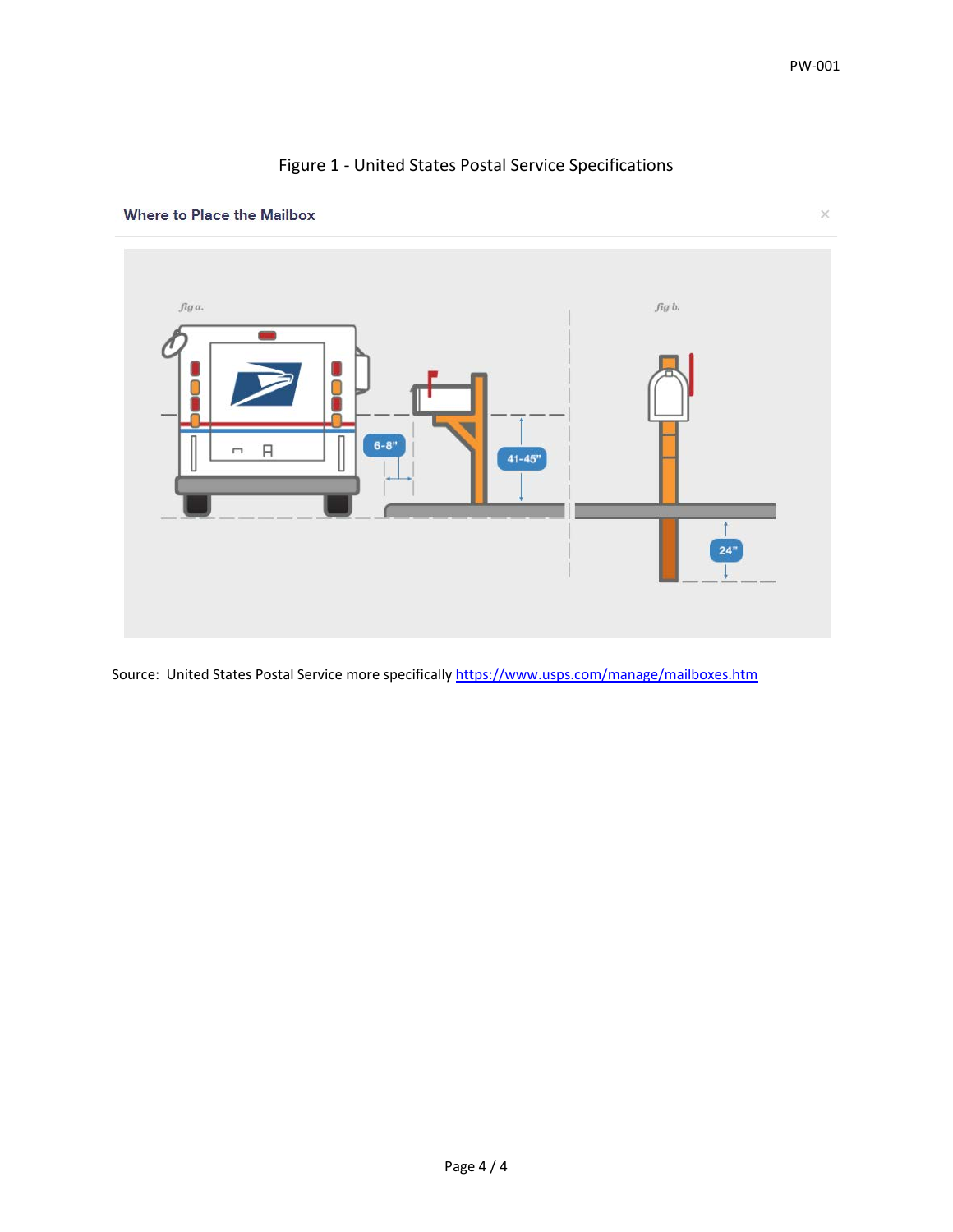Figure 1 - United States Postal Service Specifications

**Where to Place the Mailbox**

fig a.

6-8"

41-45"

fig b.

24"

Source: United States Postal Service more specifically https://www.usps.com/manage/mailboxes.htm